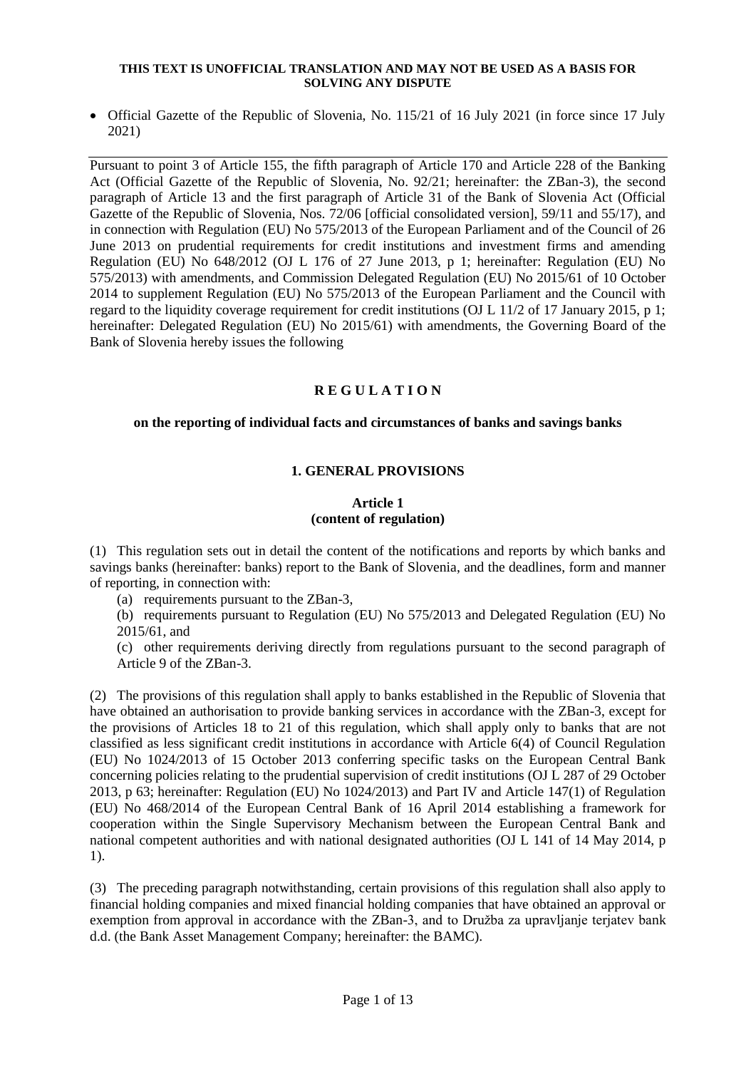**THIS TEXT IS UNOFFICIAL TRANSLATION AND MAY NOT BE USED AS A BASIS FOR SOLVING ANY DISPUTE**

- Official Gazette of the Republic of Slovenia, No. 115/21 of 16 July 2021 (in force since 17 July 2021)

---

Pursuant to point 3 of Article 155, the fifth paragraph of Article 170 and Article 228 of the Banking Act (Official Gazette of the Republic of Slovenia, No. 92/21; hereinafter: the ZBan-3), the second paragraph of Article 13 and the first paragraph of Article 31 of the Bank of Slovenia Act (Official Gazette of the Republic of Slovenia, Nos. 72/06 [official consolidated version], 59/11 and 55/17), and in connection with Regulation (EU) No 575/2013 of the European Parliament and of the Council of 26 June 2013 on prudential requirements for credit institutions and investment firms and amending Regulation (EU) No 648/2012 (OJ L 176 of 27 June 2013, p 1; hereinafter: Regulation (EU) No 575/2013) with amendments, and Commission Delegated Regulation (EU) No 2015/61 of 10 October 2014 to supplement Regulation (EU) No 575/2013 of the European Parliament and the Council with regard to the liquidity coverage requirement for credit institutions (OJ L 11/2 of 17 January 2015, p 1; hereinafter: Delegated Regulation (EU) No 2015/61) with amendments, the Governing Board of the Bank of Slovenia hereby issues the following

# R E G U L A T I O N

## on the reporting of individual facts and circumstances of banks and savings banks

### 1. GENERAL PROVISIONS

#### Article 1
#### (content of regulation)

(1) This regulation sets out in detail the content of the notifications and reports by which banks and savings banks (hereinafter: banks) report to the Bank of Slovenia, and the deadlines, form and manner of reporting, in connection with:

(a) requirements pursuant to the ZBan-3,

(b) requirements pursuant to Regulation (EU) No 575/2013 and Delegated Regulation (EU) No 2015/61, and

(c) other requirements deriving directly from regulations pursuant to the second paragraph of Article 9 of the ZBan-3.

(2) The provisions of this regulation shall apply to banks established in the Republic of Slovenia that have obtained an authorisation to provide banking services in accordance with the ZBan-3, except for the provisions of Articles 18 to 21 of this regulation, which shall apply only to banks that are not classified as less significant credit institutions in accordance with Article 6(4) of Council Regulation (EU) No 1024/2013 of 15 October 2013 conferring specific tasks on the European Central Bank concerning policies relating to the prudential supervision of credit institutions (OJ L 287 of 29 October 2013, p 63; hereinafter: Regulation (EU) No 1024/2013) and Part IV and Article 147(1) of Regulation (EU) No 468/2014 of the European Central Bank of 16 April 2014 establishing a framework for cooperation within the Single Supervisory Mechanism between the European Central Bank and national competent authorities and with national designated authorities (OJ L 141 of 14 May 2014, p 1).

(3) The preceding paragraph notwithstanding, certain provisions of this regulation shall also apply to financial holding companies and mixed financial holding companies that have obtained an approval or exemption from approval in accordance with the ZBan-3, and to Družba za upravljanje terjatev bank d.d. (the Bank Asset Management Company; hereinafter: the BAMC).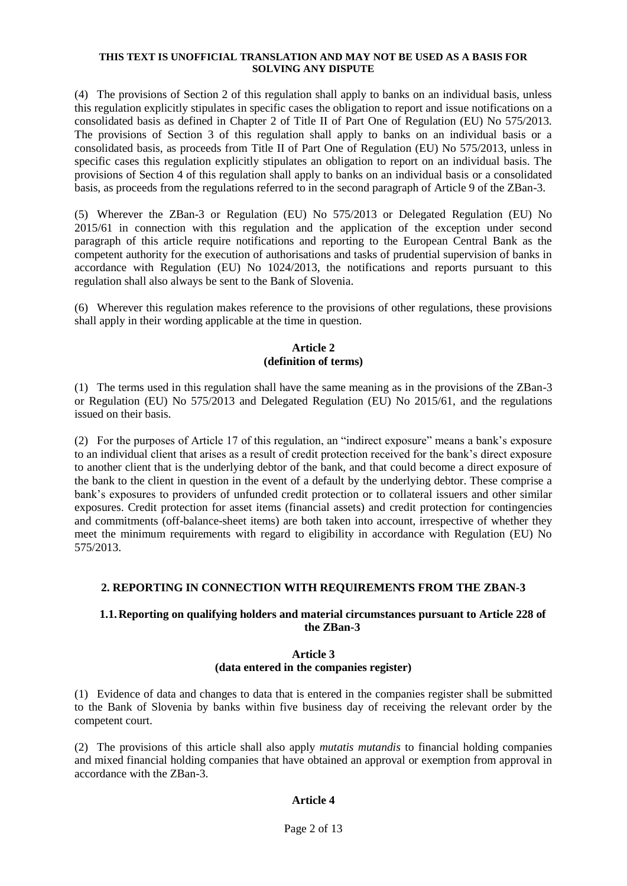**THIS TEXT IS UNOFFICIAL TRANSLATION AND MAY NOT BE USED AS A BASIS FOR SOLVING ANY DISPUTE**

(4) The provisions of Section 2 of this regulation shall apply to banks on an individual basis, unless this regulation explicitly stipulates in specific cases the obligation to report and issue notifications on a consolidated basis as defined in Chapter 2 of Title II of Part One of Regulation (EU) No 575/2013. The provisions of Section 3 of this regulation shall apply to banks on an individual basis or a consolidated basis, as proceeds from Title II of Part One of Regulation (EU) No 575/2013, unless in specific cases this regulation explicitly stipulates an obligation to report on an individual basis. The provisions of Section 4 of this regulation shall apply to banks on an individual basis or a consolidated basis, as proceeds from the regulations referred to in the second paragraph of Article 9 of the ZBan-3.

(5) Wherever the ZBan-3 or Regulation (EU) No 575/2013 or Delegated Regulation (EU) No 2015/61 in connection with this regulation and the application of the exception under second paragraph of this article require notifications and reporting to the European Central Bank as the competent authority for the execution of authorisations and tasks of prudential supervision of banks in accordance with Regulation (EU) No 1024/2013, the notifications and reports pursuant to this regulation shall also always be sent to the Bank of Slovenia.

(6) Wherever this regulation makes reference to the provisions of other regulations, these provisions shall apply in their wording applicable at the time in question.

### Article 2
### (definition of terms)

(1) The terms used in this regulation shall have the same meaning as in the provisions of the ZBan-3 or Regulation (EU) No 575/2013 and Delegated Regulation (EU) No 2015/61, and the regulations issued on their basis.

(2) For the purposes of Article 17 of this regulation, an "indirect exposure" means a bank's exposure to an individual client that arises as a result of credit protection received for the bank's direct exposure to another client that is the underlying debtor of the bank, and that could become a direct exposure of the bank to the client in question in the event of a default by the underlying debtor. These comprise a bank's exposures to providers of unfunded credit protection or to collateral issuers and other similar exposures. Credit protection for asset items (financial assets) and credit protection for contingencies and commitments (off-balance-sheet items) are both taken into account, irrespective of whether they meet the minimum requirements with regard to eligibility in accordance with Regulation (EU) No 575/2013.

## 2. REPORTING IN CONNECTION WITH REQUIREMENTS FROM THE ZBAN-3

### 1.1. Reporting on qualifying holders and material circumstances pursuant to Article 228 of the ZBan-3

### Article 3
### (data entered in the companies register)

(1) Evidence of data and changes to data that is entered in the companies register shall be submitted to the Bank of Slovenia by banks within five business day of receiving the relevant order by the competent court.

(2) The provisions of this article shall also apply *mutatis mutandis* to financial holding companies and mixed financial holding companies that have obtained an approval or exemption from approval in accordance with the ZBan-3.

### Article 4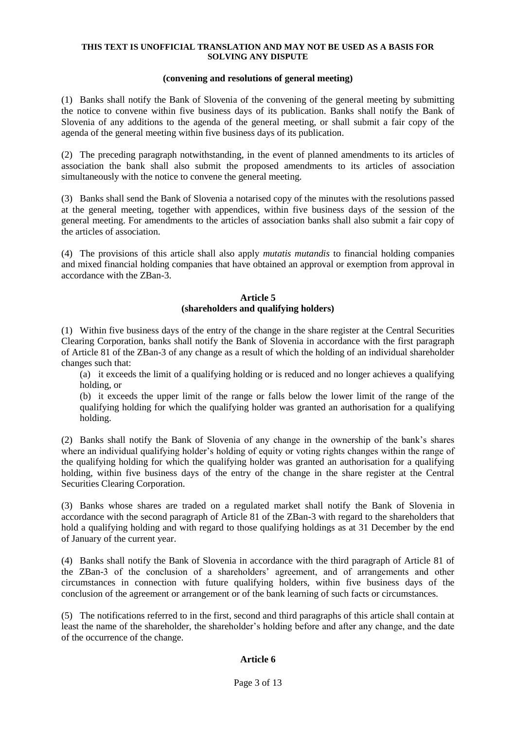**THIS TEXT IS UNOFFICIAL TRANSLATION AND MAY NOT BE USED AS A BASIS FOR SOLVING ANY DISPUTE**

**(convening and resolutions of general meeting)**

(1) Banks shall notify the Bank of Slovenia of the convening of the general meeting by submitting the notice to convene within five business days of its publication. Banks shall notify the Bank of Slovenia of any additions to the agenda of the general meeting, or shall submit a fair copy of the agenda of the general meeting within five business days of its publication.

(2) The preceding paragraph notwithstanding, in the event of planned amendments to its articles of association the bank shall also submit the proposed amendments to its articles of association simultaneously with the notice to convene the general meeting.

(3) Banks shall send the Bank of Slovenia a notarised copy of the minutes with the resolutions passed at the general meeting, together with appendices, within five business days of the session of the general meeting. For amendments to the articles of association banks shall also submit a fair copy of the articles of association.

(4) The provisions of this article shall also apply *mutatis mutandis* to financial holding companies and mixed financial holding companies that have obtained an approval or exemption from approval in accordance with the ZBan-3.

## Article 5
## (shareholders and qualifying holders)

(1) Within five business days of the entry of the change in the share register at the Central Securities Clearing Corporation, banks shall notify the Bank of Slovenia in accordance with the first paragraph of Article 81 of the ZBan-3 of any change as a result of which the holding of an individual shareholder changes such that:

(a) it exceeds the limit of a qualifying holding or is reduced and no longer achieves a qualifying holding, or

(b) it exceeds the upper limit of the range or falls below the lower limit of the range of the qualifying holding for which the qualifying holder was granted an authorisation for a qualifying holding.

(2) Banks shall notify the Bank of Slovenia of any change in the ownership of the bank's shares where an individual qualifying holder's holding of equity or voting rights changes within the range of the qualifying holding for which the qualifying holder was granted an authorisation for a qualifying holding, within five business days of the entry of the change in the share register at the Central Securities Clearing Corporation.

(3) Banks whose shares are traded on a regulated market shall notify the Bank of Slovenia in accordance with the second paragraph of Article 81 of the ZBan-3 with regard to the shareholders that hold a qualifying holding and with regard to those qualifying holdings as at 31 December by the end of January of the current year.

(4) Banks shall notify the Bank of Slovenia in accordance with the third paragraph of Article 81 of the ZBan-3 of the conclusion of a shareholders' agreement, and of arrangements and other circumstances in connection with future qualifying holders, within five business days of the conclusion of the agreement or arrangement or of the bank learning of such facts or circumstances.

(5) The notifications referred to in the first, second and third paragraphs of this article shall contain at least the name of the shareholder, the shareholder's holding before and after any change, and the date of the occurrence of the change.

## Article 6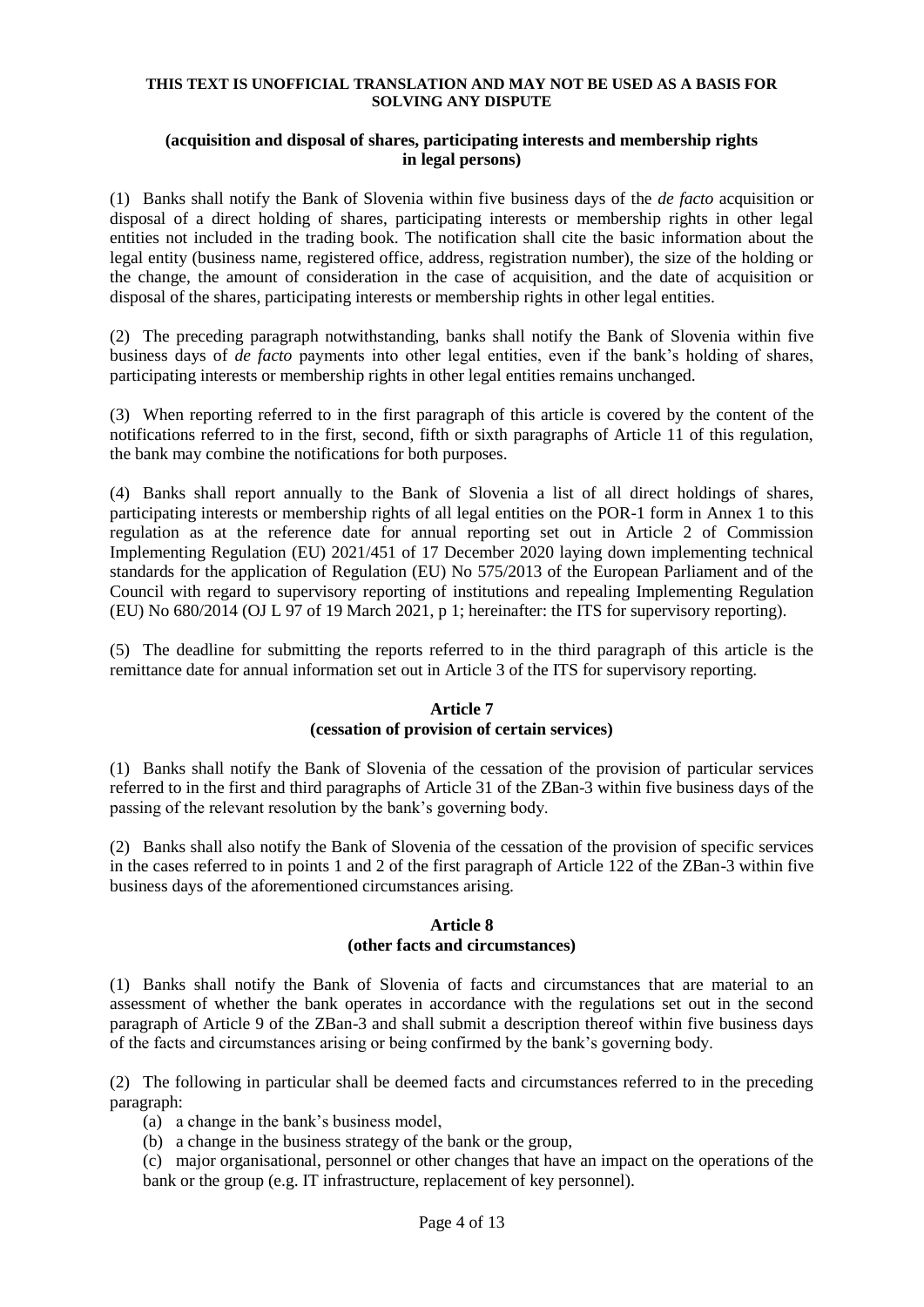**THIS TEXT IS UNOFFICIAL TRANSLATION AND MAY NOT BE USED AS A BASIS FOR SOLVING ANY DISPUTE**

**(acquisition and disposal of shares, participating interests and membership rights in legal persons)**

(1) Banks shall notify the Bank of Slovenia within five business days of the *de facto* acquisition or disposal of a direct holding of shares, participating interests or membership rights in other legal entities not included in the trading book. The notification shall cite the basic information about the legal entity (business name, registered office, address, registration number), the size of the holding or the change, the amount of consideration in the case of acquisition, and the date of acquisition or disposal of the shares, participating interests or membership rights in other legal entities.

(2) The preceding paragraph notwithstanding, banks shall notify the Bank of Slovenia within five business days of *de facto* payments into other legal entities, even if the bank's holding of shares, participating interests or membership rights in other legal entities remains unchanged.

(3) When reporting referred to in the first paragraph of this article is covered by the content of the notifications referred to in the first, second, fifth or sixth paragraphs of Article 11 of this regulation, the bank may combine the notifications for both purposes.

(4) Banks shall report annually to the Bank of Slovenia a list of all direct holdings of shares, participating interests or membership rights of all legal entities on the POR-1 form in Annex 1 to this regulation as at the reference date for annual reporting set out in Article 2 of Commission Implementing Regulation (EU) 2021/451 of 17 December 2020 laying down implementing technical standards for the application of Regulation (EU) No 575/2013 of the European Parliament and of the Council with regard to supervisory reporting of institutions and repealing Implementing Regulation (EU) No 680/2014 (OJ L 97 of 19 March 2021, p 1; hereinafter: the ITS for supervisory reporting).

(5) The deadline for submitting the reports referred to in the third paragraph of this article is the remittance date for annual information set out in Article 3 of the ITS for supervisory reporting.

**Article 7**
**(cessation of provision of certain services)**

(1) Banks shall notify the Bank of Slovenia of the cessation of the provision of particular services referred to in the first and third paragraphs of Article 31 of the ZBan-3 within five business days of the passing of the relevant resolution by the bank's governing body.

(2) Banks shall also notify the Bank of Slovenia of the cessation of the provision of specific services in the cases referred to in points 1 and 2 of the first paragraph of Article 122 of the ZBan-3 within five business days of the aforementioned circumstances arising.

**Article 8**
**(other facts and circumstances)**

(1) Banks shall notify the Bank of Slovenia of facts and circumstances that are material to an assessment of whether the bank operates in accordance with the regulations set out in the second paragraph of Article 9 of the ZBan-3 and shall submit a description thereof within five business days of the facts and circumstances arising or being confirmed by the bank's governing body.

(2) The following in particular shall be deemed facts and circumstances referred to in the preceding paragraph:

(a) a change in the bank's business model,

(b) a change in the business strategy of the bank or the group,

(c) major organisational, personnel or other changes that have an impact on the operations of the bank or the group (e.g. IT infrastructure, replacement of key personnel).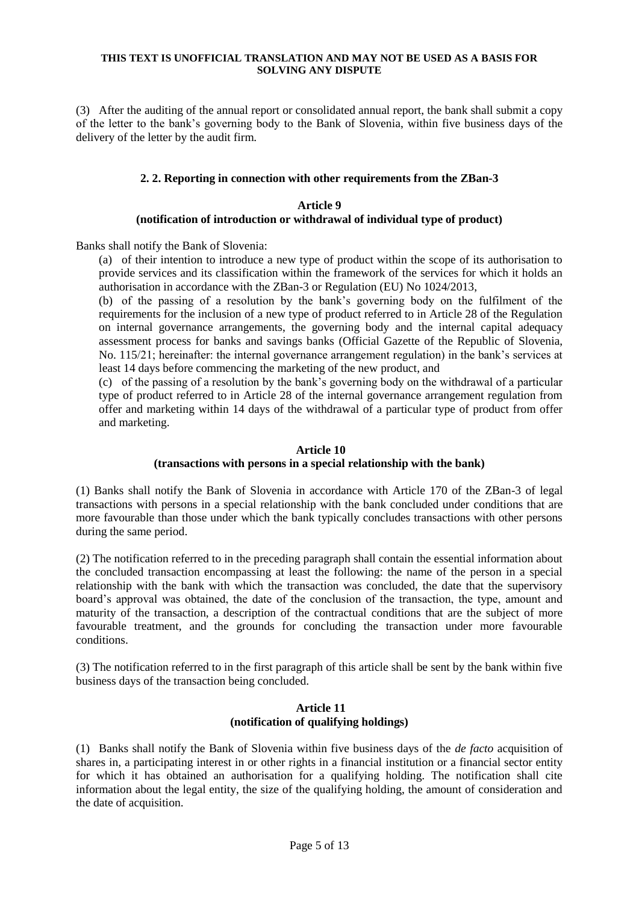(3) After the auditing of the annual report or consolidated annual report, the bank shall submit a copy of the letter to the bank's governing body to the Bank of Slovenia, within five business days of the delivery of the letter by the audit firm.

### 2. 2. Reporting in connection with other requirements from the ZBan-3

**Article 9**
**(notification of introduction or withdrawal of individual type of product)**

Banks shall notify the Bank of Slovenia:

(a) of their intention to introduce a new type of product within the scope of its authorisation to provide services and its classification within the framework of the services for which it holds an authorisation in accordance with the ZBan-3 or Regulation (EU) No 1024/2013,

(b) of the passing of a resolution by the bank's governing body on the fulfilment of the requirements for the inclusion of a new type of product referred to in Article 28 of the Regulation on internal governance arrangements, the governing body and the internal capital adequacy assessment process for banks and savings banks (Official Gazette of the Republic of Slovenia, No. 115/21; hereinafter: the internal governance arrangement regulation) in the bank's services at least 14 days before commencing the marketing of the new product, and

(c) of the passing of a resolution by the bank's governing body on the withdrawal of a particular type of product referred to in Article 28 of the internal governance arrangement regulation from offer and marketing within 14 days of the withdrawal of a particular type of product from offer and marketing.

**Article 10**
**(transactions with persons in a special relationship with the bank)**

(1) Banks shall notify the Bank of Slovenia in accordance with Article 170 of the ZBan-3 of legal transactions with persons in a special relationship with the bank concluded under conditions that are more favourable than those under which the bank typically concludes transactions with other persons during the same period.

(2) The notification referred to in the preceding paragraph shall contain the essential information about the concluded transaction encompassing at least the following: the name of the person in a special relationship with the bank with which the transaction was concluded, the date that the supervisory board's approval was obtained, the date of the conclusion of the transaction, the type, amount and maturity of the transaction, a description of the contractual conditions that are the subject of more favourable treatment, and the grounds for concluding the transaction under more favourable conditions.

(3) The notification referred to in the first paragraph of this article shall be sent by the bank within five business days of the transaction being concluded.

**Article 11**
**(notification of qualifying holdings)**

(1) Banks shall notify the Bank of Slovenia within five business days of the *de facto* acquisition of shares in, a participating interest in or other rights in a financial institution or a financial sector entity for which it has obtained an authorisation for a qualifying holding. The notification shall cite information about the legal entity, the size of the qualifying holding, the amount of consideration and the date of acquisition.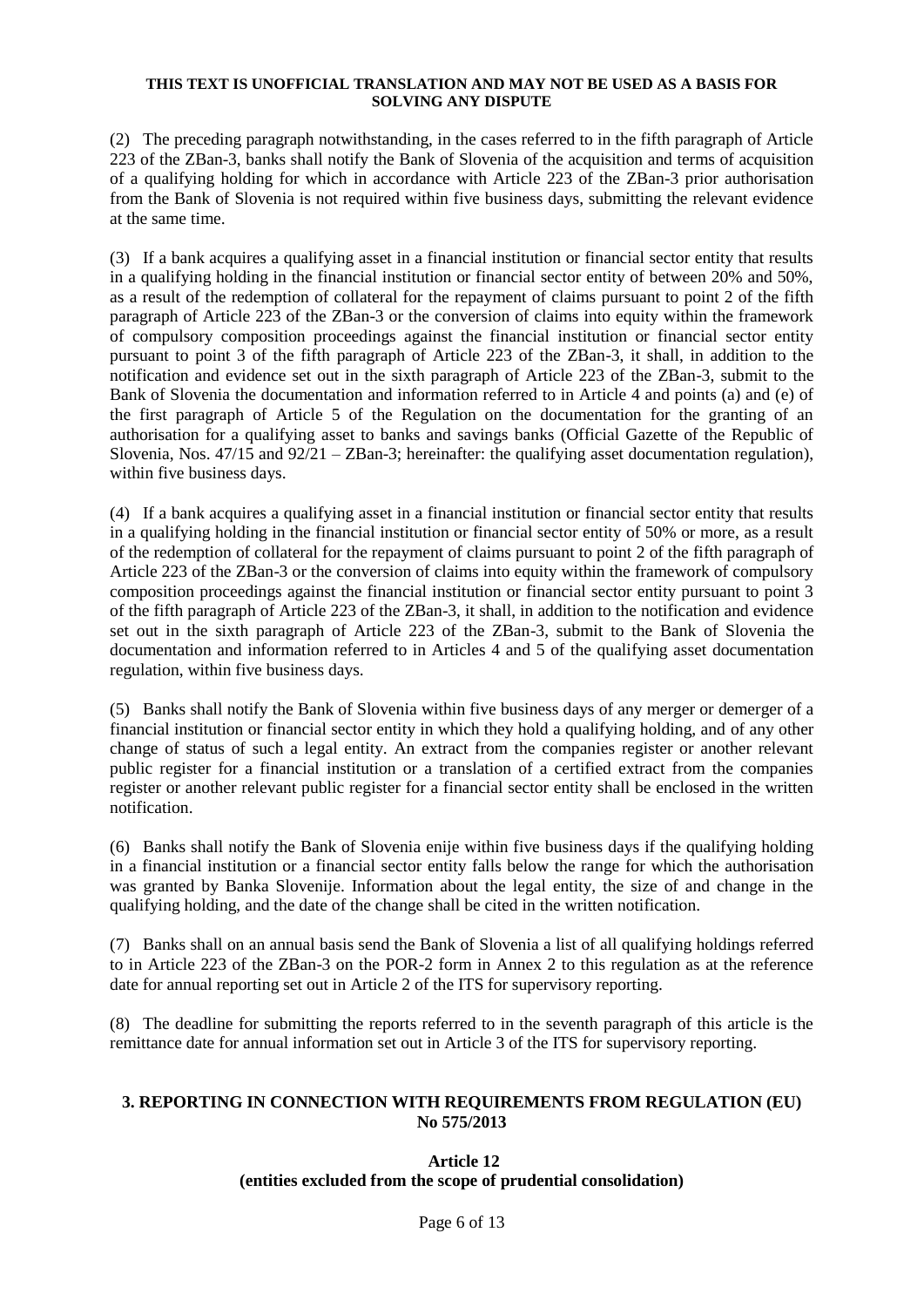(2) The preceding paragraph notwithstanding, in the cases referred to in the fifth paragraph of Article 223 of the ZBan-3, banks shall notify the Bank of Slovenia of the acquisition and terms of acquisition of a qualifying holding for which in accordance with Article 223 of the ZBan-3 prior authorisation from the Bank of Slovenia is not required within five business days, submitting the relevant evidence at the same time.

(3) If a bank acquires a qualifying asset in a financial institution or financial sector entity that results in a qualifying holding in the financial institution or financial sector entity of between 20% and 50%, as a result of the redemption of collateral for the repayment of claims pursuant to point 2 of the fifth paragraph of Article 223 of the ZBan-3 or the conversion of claims into equity within the framework of compulsory composition proceedings against the financial institution or financial sector entity pursuant to point 3 of the fifth paragraph of Article 223 of the ZBan-3, it shall, in addition to the notification and evidence set out in the sixth paragraph of Article 223 of the ZBan-3, submit to the Bank of Slovenia the documentation and information referred to in Article 4 and points (a) and (e) of the first paragraph of Article 5 of the Regulation on the documentation for the granting of an authorisation for a qualifying asset to banks and savings banks (Official Gazette of the Republic of Slovenia, Nos. 47/15 and 92/21 – ZBan-3; hereinafter: the qualifying asset documentation regulation), within five business days.

(4) If a bank acquires a qualifying asset in a financial institution or financial sector entity that results in a qualifying holding in the financial institution or financial sector entity of 50% or more, as a result of the redemption of collateral for the repayment of claims pursuant to point 2 of the fifth paragraph of Article 223 of the ZBan-3 or the conversion of claims into equity within the framework of compulsory composition proceedings against the financial institution or financial sector entity pursuant to point 3 of the fifth paragraph of Article 223 of the ZBan-3, it shall, in addition to the notification and evidence set out in the sixth paragraph of Article 223 of the ZBan-3, submit to the Bank of Slovenia the documentation and information referred to in Articles 4 and 5 of the qualifying asset documentation regulation, within five business days.

(5) Banks shall notify the Bank of Slovenia within five business days of any merger or demerger of a financial institution or financial sector entity in which they hold a qualifying holding, and of any other change of status of such a legal entity. An extract from the companies register or another relevant public register for a financial institution or a translation of a certified extract from the companies register or another relevant public register for a financial sector entity shall be enclosed in the written notification.

(6) Banks shall notify the Bank of Slovenia enije within five business days if the qualifying holding in a financial institution or a financial sector entity falls below the range for which the authorisation was granted by Banka Slovenije. Information about the legal entity, the size of and change in the qualifying holding, and the date of the change shall be cited in the written notification.

(7) Banks shall on an annual basis send the Bank of Slovenia a list of all qualifying holdings referred to in Article 223 of the ZBan-3 on the POR-2 form in Annex 2 to this regulation as at the reference date for annual reporting set out in Article 2 of the ITS for supervisory reporting.

(8) The deadline for submitting the reports referred to in the seventh paragraph of this article is the remittance date for annual information set out in Article 3 of the ITS for supervisory reporting.

## 3. REPORTING IN CONNECTION WITH REQUIREMENTS FROM REGULATION (EU) No 575/2013

### Article 12
### (entities excluded from the scope of prudential consolidation)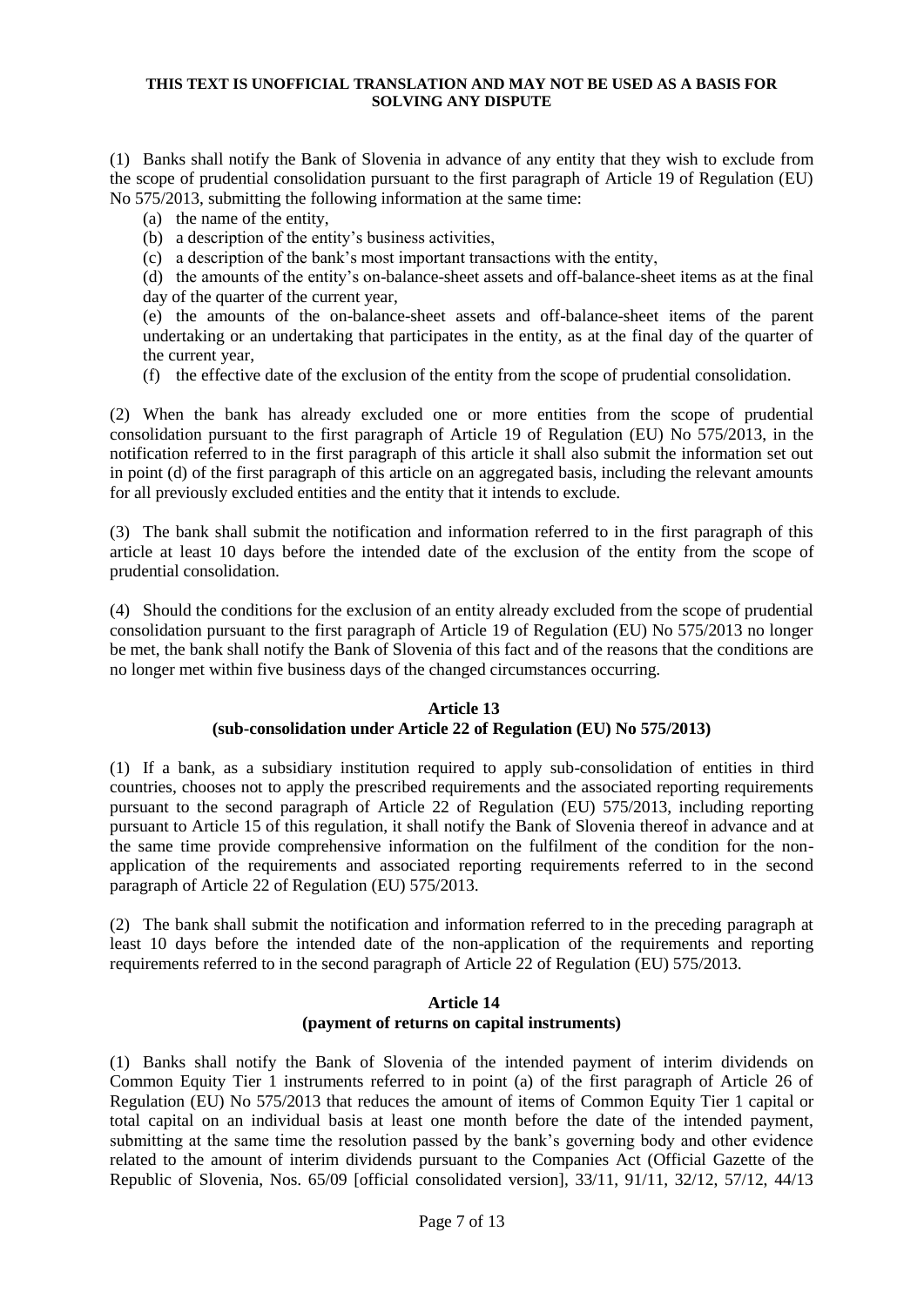**THIS TEXT IS UNOFFICIAL TRANSLATION AND MAY NOT BE USED AS A BASIS FOR SOLVING ANY DISPUTE**

(1) Banks shall notify the Bank of Slovenia in advance of any entity that they wish to exclude from the scope of prudential consolidation pursuant to the first paragraph of Article 19 of Regulation (EU) No 575/2013, submitting the following information at the same time:

(a) the name of the entity,

(b) a description of the entity's business activities,

(c) a description of the bank's most important transactions with the entity,

(d) the amounts of the entity's on-balance-sheet assets and off-balance-sheet items as at the final day of the quarter of the current year,

(e) the amounts of the on-balance-sheet assets and off-balance-sheet items of the parent undertaking or an undertaking that participates in the entity, as at the final day of the quarter of the current year,

(f) the effective date of the exclusion of the entity from the scope of prudential consolidation.

(2) When the bank has already excluded one or more entities from the scope of prudential consolidation pursuant to the first paragraph of Article 19 of Regulation (EU) No 575/2013, in the notification referred to in the first paragraph of this article it shall also submit the information set out in point (d) of the first paragraph of this article on an aggregated basis, including the relevant amounts for all previously excluded entities and the entity that it intends to exclude.

(3) The bank shall submit the notification and information referred to in the first paragraph of this article at least 10 days before the intended date of the exclusion of the entity from the scope of prudential consolidation.

(4) Should the conditions for the exclusion of an entity already excluded from the scope of prudential consolidation pursuant to the first paragraph of Article 19 of Regulation (EU) No 575/2013 no longer be met, the bank shall notify the Bank of Slovenia of this fact and of the reasons that the conditions are no longer met within five business days of the changed circumstances occurring.

### Article 13
### (sub-consolidation under Article 22 of Regulation (EU) No 575/2013)

(1) If a bank, as a subsidiary institution required to apply sub-consolidation of entities in third countries, chooses not to apply the prescribed requirements and the associated reporting requirements pursuant to the second paragraph of Article 22 of Regulation (EU) 575/2013, including reporting pursuant to Article 15 of this regulation, it shall notify the Bank of Slovenia thereof in advance and at the same time provide comprehensive information on the fulfilment of the condition for the non-application of the requirements and associated reporting requirements referred to in the second paragraph of Article 22 of Regulation (EU) 575/2013.

(2) The bank shall submit the notification and information referred to in the preceding paragraph at least 10 days before the intended date of the non-application of the requirements and reporting requirements referred to in the second paragraph of Article 22 of Regulation (EU) 575/2013.

### Article 14
### (payment of returns on capital instruments)

(1) Banks shall notify the Bank of Slovenia of the intended payment of interim dividends on Common Equity Tier 1 instruments referred to in point (a) of the first paragraph of Article 26 of Regulation (EU) No 575/2013 that reduces the amount of items of Common Equity Tier 1 capital or total capital on an individual basis at least one month before the date of the intended payment, submitting at the same time the resolution passed by the bank's governing body and other evidence related to the amount of interim dividends pursuant to the Companies Act (Official Gazette of the Republic of Slovenia, Nos. 65/09 [official consolidated version], 33/11, 91/11, 32/12, 57/12, 44/13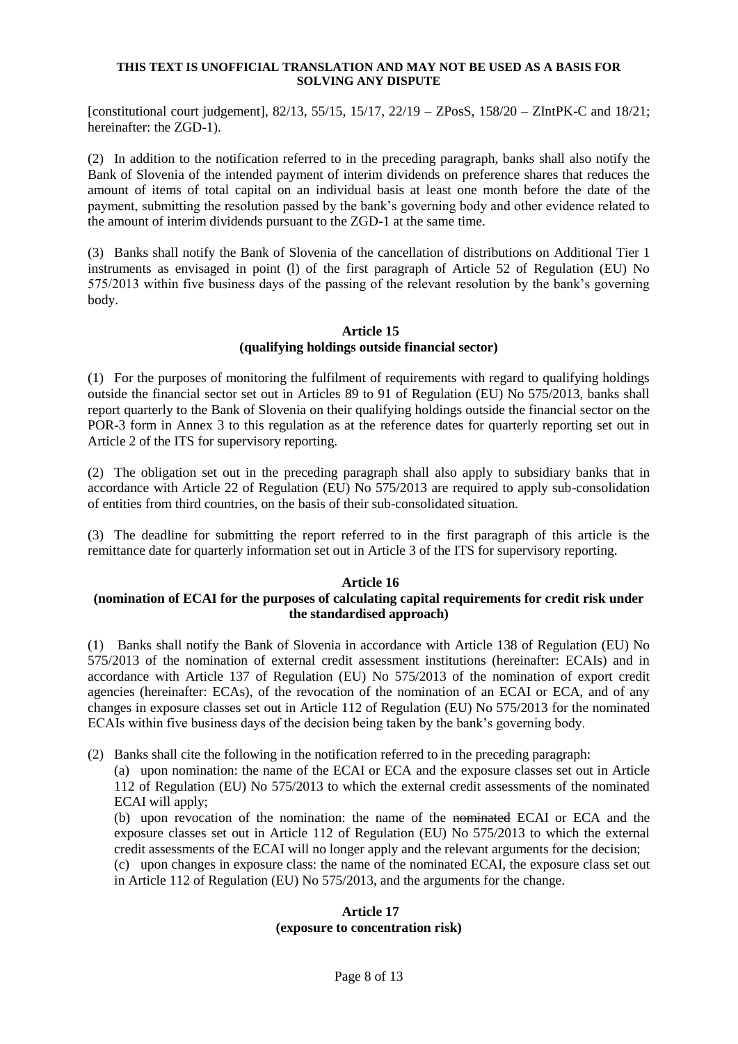**THIS TEXT IS UNOFFICIAL TRANSLATION AND MAY NOT BE USED AS A BASIS FOR SOLVING ANY DISPUTE**

[constitutional court judgement], 82/13, 55/15, 15/17, 22/19 – ZPosS, 158/20 – ZIntPK-C and 18/21; hereinafter: the ZGD-1).

(2) In addition to the notification referred to in the preceding paragraph, banks shall also notify the Bank of Slovenia of the intended payment of interim dividends on preference shares that reduces the amount of items of total capital on an individual basis at least one month before the date of the payment, submitting the resolution passed by the bank's governing body and other evidence related to the amount of interim dividends pursuant to the ZGD-1 at the same time.

(3) Banks shall notify the Bank of Slovenia of the cancellation of distributions on Additional Tier 1 instruments as envisaged in point (l) of the first paragraph of Article 52 of Regulation (EU) No 575/2013 within five business days of the passing of the relevant resolution by the bank's governing body.

### Article 15
### (qualifying holdings outside financial sector)

(1) For the purposes of monitoring the fulfilment of requirements with regard to qualifying holdings outside the financial sector set out in Articles 89 to 91 of Regulation (EU) No 575/2013, banks shall report quarterly to the Bank of Slovenia on their qualifying holdings outside the financial sector on the POR-3 form in Annex 3 to this regulation as at the reference dates for quarterly reporting set out in Article 2 of the ITS for supervisory reporting.

(2) The obligation set out in the preceding paragraph shall also apply to subsidiary banks that in accordance with Article 22 of Regulation (EU) No 575/2013 are required to apply sub-consolidation of entities from third countries, on the basis of their sub-consolidated situation.

(3) The deadline for submitting the report referred to in the first paragraph of this article is the remittance date for quarterly information set out in Article 3 of the ITS for supervisory reporting.

### Article 16
### (nomination of ECAI for the purposes of calculating capital requirements for credit risk under the standardised approach)

(1) Banks shall notify the Bank of Slovenia in accordance with Article 138 of Regulation (EU) No 575/2013 of the nomination of external credit assessment institutions (hereinafter: ECAIs) and in accordance with Article 137 of Regulation (EU) No 575/2013 of the nomination of export credit agencies (hereinafter: ECAs), of the revocation of the nomination of an ECAI or ECA, and of any changes in exposure classes set out in Article 112 of Regulation (EU) No 575/2013 for the nominated ECAIs within five business days of the decision being taken by the bank's governing body.

(2) Banks shall cite the following in the notification referred to in the preceding paragraph:

(a) upon nomination: the name of the ECAI or ECA and the exposure classes set out in Article 112 of Regulation (EU) No 575/2013 to which the external credit assessments of the nominated ECAI will apply;

(b) upon revocation of the nomination: the name of the ~~nominated~~ ECAI or ECA and the exposure classes set out in Article 112 of Regulation (EU) No 575/2013 to which the external credit assessments of the ECAI will no longer apply and the relevant arguments for the decision;

(c) upon changes in exposure class: the name of the nominated ECAI, the exposure class set out in Article 112 of Regulation (EU) No 575/2013, and the arguments for the change.

### Article 17
### (exposure to concentration risk)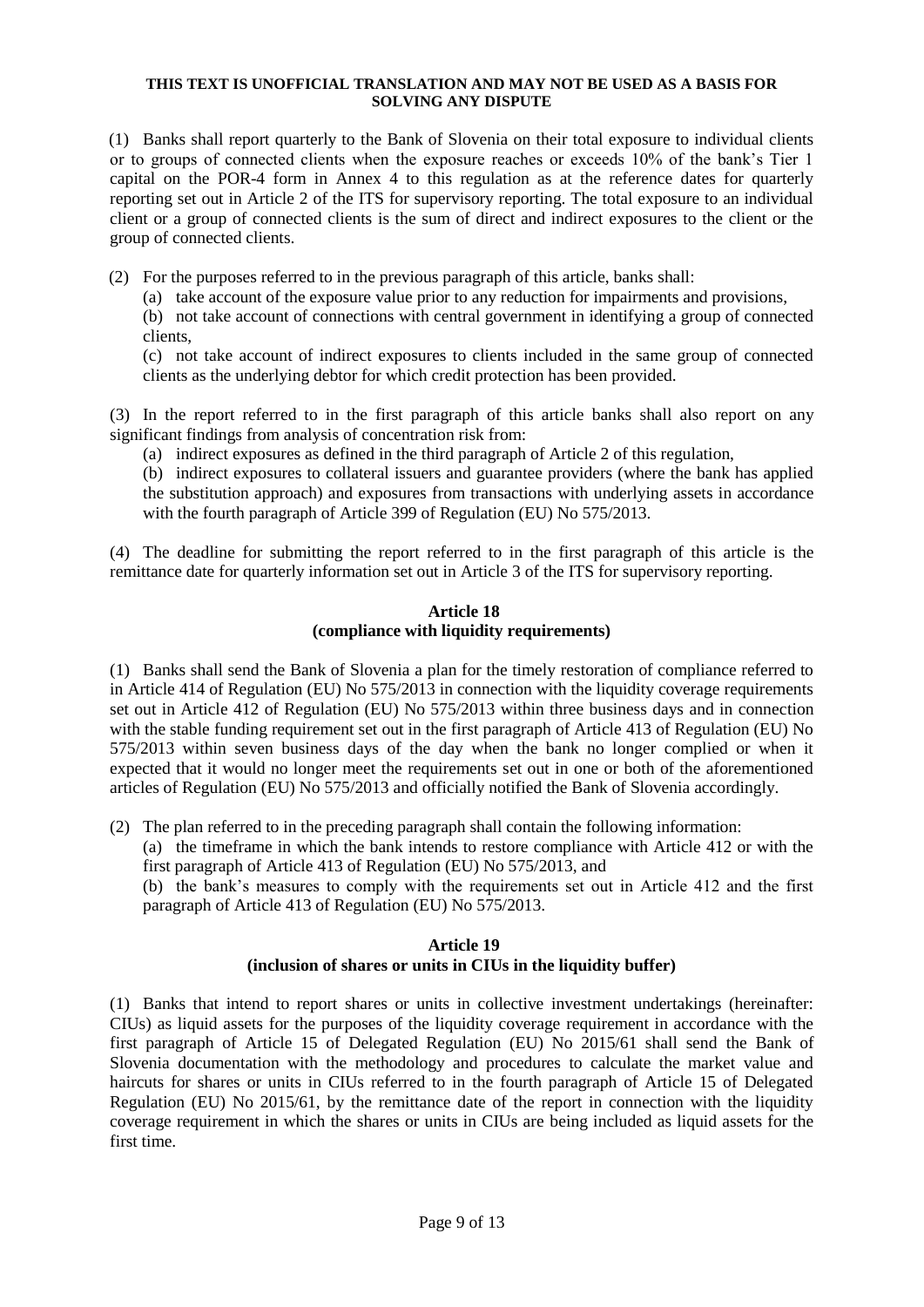**THIS TEXT IS UNOFFICIAL TRANSLATION AND MAY NOT BE USED AS A BASIS FOR SOLVING ANY DISPUTE**

(1) Banks shall report quarterly to the Bank of Slovenia on their total exposure to individual clients or to groups of connected clients when the exposure reaches or exceeds 10% of the bank's Tier 1 capital on the POR-4 form in Annex 4 to this regulation as at the reference dates for quarterly reporting set out in Article 2 of the ITS for supervisory reporting. The total exposure to an individual client or a group of connected clients is the sum of direct and indirect exposures to the client or the group of connected clients.

(2) For the purposes referred to in the previous paragraph of this article, banks shall:

(a) take account of the exposure value prior to any reduction for impairments and provisions,

(b) not take account of connections with central government in identifying a group of connected clients,

(c) not take account of indirect exposures to clients included in the same group of connected clients as the underlying debtor for which credit protection has been provided.

(3) In the report referred to in the first paragraph of this article banks shall also report on any significant findings from analysis of concentration risk from:

(a) indirect exposures as defined in the third paragraph of Article 2 of this regulation,

(b) indirect exposures to collateral issuers and guarantee providers (where the bank has applied the substitution approach) and exposures from transactions with underlying assets in accordance with the fourth paragraph of Article 399 of Regulation (EU) No 575/2013.

(4) The deadline for submitting the report referred to in the first paragraph of this article is the remittance date for quarterly information set out in Article 3 of the ITS for supervisory reporting.

### Article 18
### (compliance with liquidity requirements)

(1) Banks shall send the Bank of Slovenia a plan for the timely restoration of compliance referred to in Article 414 of Regulation (EU) No 575/2013 in connection with the liquidity coverage requirements set out in Article 412 of Regulation (EU) No 575/2013 within three business days and in connection with the stable funding requirement set out in the first paragraph of Article 413 of Regulation (EU) No 575/2013 within seven business days of the day when the bank no longer complied or when it expected that it would no longer meet the requirements set out in one or both of the aforementioned articles of Regulation (EU) No 575/2013 and officially notified the Bank of Slovenia accordingly.

(2) The plan referred to in the preceding paragraph shall contain the following information:

(a) the timeframe in which the bank intends to restore compliance with Article 412 or with the first paragraph of Article 413 of Regulation (EU) No 575/2013, and

(b) the bank's measures to comply with the requirements set out in Article 412 and the first paragraph of Article 413 of Regulation (EU) No 575/2013.

### Article 19
### (inclusion of shares or units in CIUs in the liquidity buffer)

(1) Banks that intend to report shares or units in collective investment undertakings (hereinafter: CIUs) as liquid assets for the purposes of the liquidity coverage requirement in accordance with the first paragraph of Article 15 of Delegated Regulation (EU) No 2015/61 shall send the Bank of Slovenia documentation with the methodology and procedures to calculate the market value and haircuts for shares or units in CIUs referred to in the fourth paragraph of Article 15 of Delegated Regulation (EU) No 2015/61, by the remittance date of the report in connection with the liquidity coverage requirement in which the shares or units in CIUs are being included as liquid assets for the first time.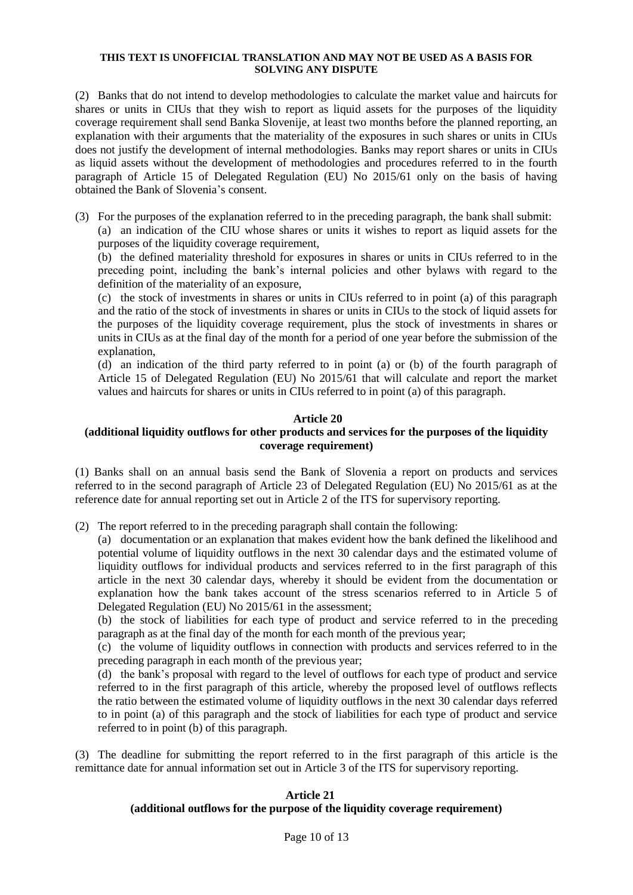**THIS TEXT IS UNOFFICIAL TRANSLATION AND MAY NOT BE USED AS A BASIS FOR SOLVING ANY DISPUTE**

(2) Banks that do not intend to develop methodologies to calculate the market value and haircuts for shares or units in CIUs that they wish to report as liquid assets for the purposes of the liquidity coverage requirement shall send Banka Slovenije, at least two months before the planned reporting, an explanation with their arguments that the materiality of the exposures in such shares or units in CIUs does not justify the development of internal methodologies. Banks may report shares or units in CIUs as liquid assets without the development of methodologies and procedures referred to in the fourth paragraph of Article 15 of Delegated Regulation (EU) No 2015/61 only on the basis of having obtained the Bank of Slovenia's consent.

(3) For the purposes of the explanation referred to in the preceding paragraph, the bank shall submit:

(a) an indication of the CIU whose shares or units it wishes to report as liquid assets for the purposes of the liquidity coverage requirement,

(b) the defined materiality threshold for exposures in shares or units in CIUs referred to in the preceding point, including the bank's internal policies and other bylaws with regard to the definition of the materiality of an exposure,

(c) the stock of investments in shares or units in CIUs referred to in point (a) of this paragraph and the ratio of the stock of investments in shares or units in CIUs to the stock of liquid assets for the purposes of the liquidity coverage requirement, plus the stock of investments in shares or units in CIUs as at the final day of the month for a period of one year before the submission of the explanation,

(d) an indication of the third party referred to in point (a) or (b) of the fourth paragraph of Article 15 of Delegated Regulation (EU) No 2015/61 that will calculate and report the market values and haircuts for shares or units in CIUs referred to in point (a) of this paragraph.

**Article 20**
**(additional liquidity outflows for other products and services for the purposes of the liquidity coverage requirement)**

(1) Banks shall on an annual basis send the Bank of Slovenia a report on products and services referred to in the second paragraph of Article 23 of Delegated Regulation (EU) No 2015/61 as at the reference date for annual reporting set out in Article 2 of the ITS for supervisory reporting.

(2) The report referred to in the preceding paragraph shall contain the following:

(a) documentation or an explanation that makes evident how the bank defined the likelihood and potential volume of liquidity outflows in the next 30 calendar days and the estimated volume of liquidity outflows for individual products and services referred to in the first paragraph of this article in the next 30 calendar days, whereby it should be evident from the documentation or explanation how the bank takes account of the stress scenarios referred to in Article 5 of Delegated Regulation (EU) No 2015/61 in the assessment;

(b) the stock of liabilities for each type of product and service referred to in the preceding paragraph as at the final day of the month for each month of the previous year;

(c) the volume of liquidity outflows in connection with products and services referred to in the preceding paragraph in each month of the previous year;

(d) the bank's proposal with regard to the level of outflows for each type of product and service referred to in the first paragraph of this article, whereby the proposed level of outflows reflects the ratio between the estimated volume of liquidity outflows in the next 30 calendar days referred to in point (a) of this paragraph and the stock of liabilities for each type of product and service referred to in point (b) of this paragraph.

(3) The deadline for submitting the report referred to in the first paragraph of this article is the remittance date for annual information set out in Article 3 of the ITS for supervisory reporting.

**Article 21**
**(additional outflows for the purpose of the liquidity coverage requirement)**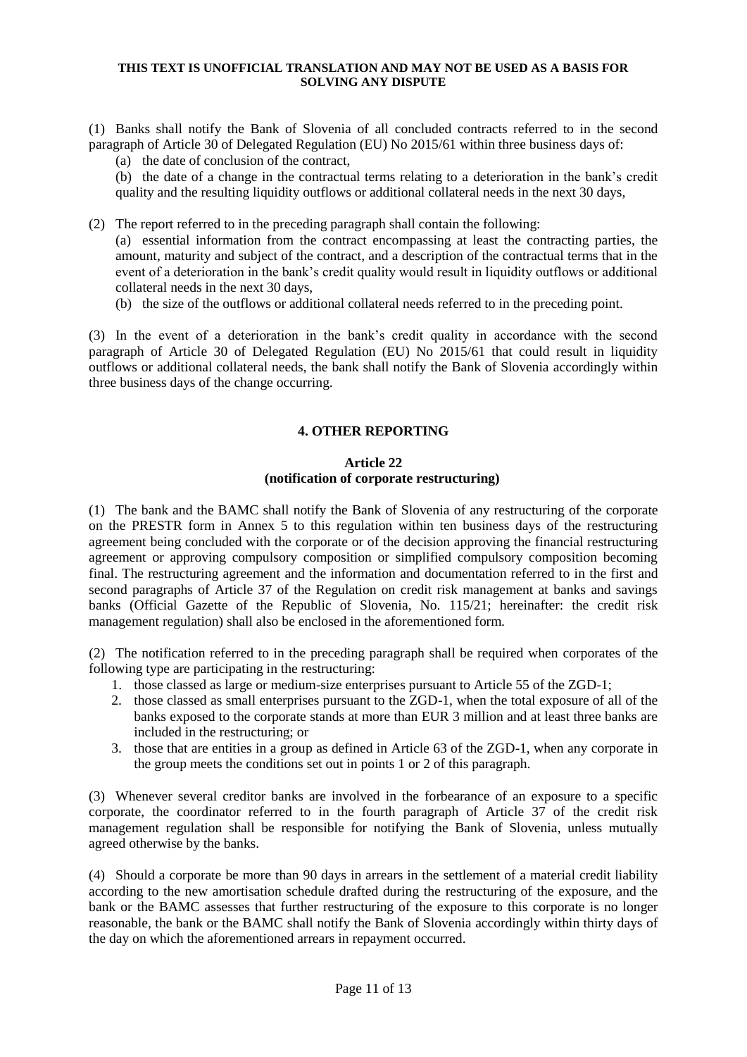**THIS TEXT IS UNOFFICIAL TRANSLATION AND MAY NOT BE USED AS A BASIS FOR SOLVING ANY DISPUTE**

(1) Banks shall notify the Bank of Slovenia of all concluded contracts referred to in the second paragraph of Article 30 of Delegated Regulation (EU) No 2015/61 within three business days of:

(a) the date of conclusion of the contract,

(b) the date of a change in the contractual terms relating to a deterioration in the bank's credit quality and the resulting liquidity outflows or additional collateral needs in the next 30 days,

(2) The report referred to in the preceding paragraph shall contain the following:

(a) essential information from the contract encompassing at least the contracting parties, the amount, maturity and subject of the contract, and a description of the contractual terms that in the event of a deterioration in the bank's credit quality would result in liquidity outflows or additional collateral needs in the next 30 days,

(b) the size of the outflows or additional collateral needs referred to in the preceding point.

(3) In the event of a deterioration in the bank's credit quality in accordance with the second paragraph of Article 30 of Delegated Regulation (EU) No 2015/61 that could result in liquidity outflows or additional collateral needs, the bank shall notify the Bank of Slovenia accordingly within three business days of the change occurring.

## 4. OTHER REPORTING

### Article 22
### (notification of corporate restructuring)

(1) The bank and the BAMC shall notify the Bank of Slovenia of any restructuring of the corporate on the PRESTR form in Annex 5 to this regulation within ten business days of the restructuring agreement being concluded with the corporate or of the decision approving the financial restructuring agreement or approving compulsory composition or simplified compulsory composition becoming final. The restructuring agreement and the information and documentation referred to in the first and second paragraphs of Article 37 of the Regulation on credit risk management at banks and savings banks (Official Gazette of the Republic of Slovenia, No. 115/21; hereinafter: the credit risk management regulation) shall also be enclosed in the aforementioned form.

(2) The notification referred to in the preceding paragraph shall be required when corporates of the following type are participating in the restructuring:

1. those classed as large or medium-size enterprises pursuant to Article 55 of the ZGD-1;
2. those classed as small enterprises pursuant to the ZGD-1, when the total exposure of all of the banks exposed to the corporate stands at more than EUR 3 million and at least three banks are included in the restructuring; or
3. those that are entities in a group as defined in Article 63 of the ZGD-1, when any corporate in the group meets the conditions set out in points 1 or 2 of this paragraph.

(3) Whenever several creditor banks are involved in the forbearance of an exposure to a specific corporate, the coordinator referred to in the fourth paragraph of Article 37 of the credit risk management regulation shall be responsible for notifying the Bank of Slovenia, unless mutually agreed otherwise by the banks.

(4) Should a corporate be more than 90 days in arrears in the settlement of a material credit liability according to the new amortisation schedule drafted during the restructuring of the exposure, and the bank or the BAMC assesses that further restructuring of the exposure to this corporate is no longer reasonable, the bank or the BAMC shall notify the Bank of Slovenia accordingly within thirty days of the day on which the aforementioned arrears in repayment occurred.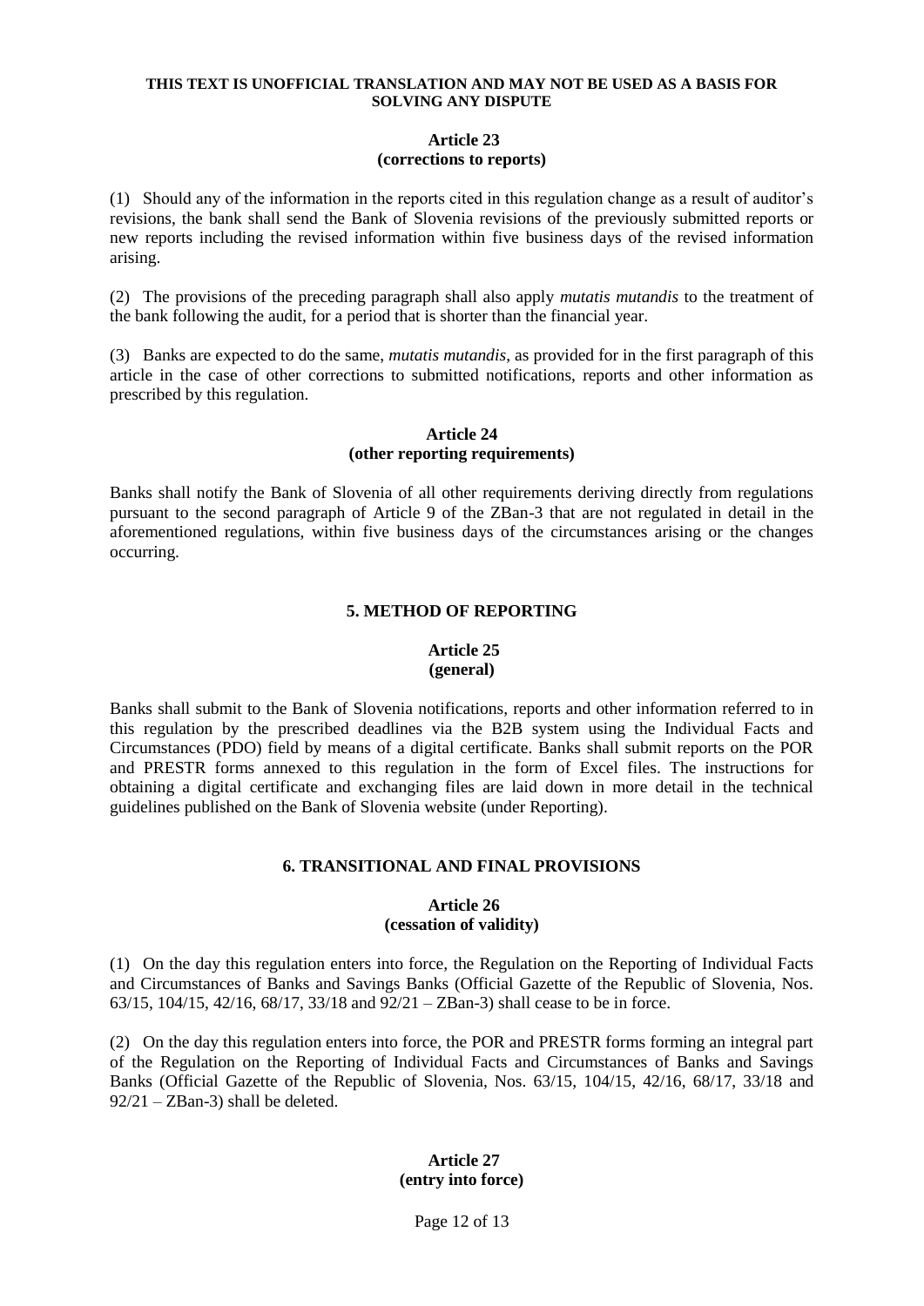**THIS TEXT IS UNOFFICIAL TRANSLATION AND MAY NOT BE USED AS A BASIS FOR SOLVING ANY DISPUTE**

**Article 23**
**(corrections to reports)**

(1) Should any of the information in the reports cited in this regulation change as a result of auditor's revisions, the bank shall send the Bank of Slovenia revisions of the previously submitted reports or new reports including the revised information within five business days of the revised information arising.

(2) The provisions of the preceding paragraph shall also apply *mutatis mutandis* to the treatment of the bank following the audit, for a period that is shorter than the financial year.

(3) Banks are expected to do the same, *mutatis mutandis*, as provided for in the first paragraph of this article in the case of other corrections to submitted notifications, reports and other information as prescribed by this regulation.

**Article 24**
**(other reporting requirements)**

Banks shall notify the Bank of Slovenia of all other requirements deriving directly from regulations pursuant to the second paragraph of Article 9 of the ZBan-3 that are not regulated in detail in the aforementioned regulations, within five business days of the circumstances arising or the changes occurring.

## 5. METHOD OF REPORTING

**Article 25**
**(general)**

Banks shall submit to the Bank of Slovenia notifications, reports and other information referred to in this regulation by the prescribed deadlines via the B2B system using the Individual Facts and Circumstances (PDO) field by means of a digital certificate. Banks shall submit reports on the POR and PRESTR forms annexed to this regulation in the form of Excel files. The instructions for obtaining a digital certificate and exchanging files are laid down in more detail in the technical guidelines published on the Bank of Slovenia website (under Reporting).

## 6. TRANSITIONAL AND FINAL PROVISIONS

**Article 26**
**(cessation of validity)**

(1) On the day this regulation enters into force, the Regulation on the Reporting of Individual Facts and Circumstances of Banks and Savings Banks (Official Gazette of the Republic of Slovenia, Nos. 63/15, 104/15, 42/16, 68/17, 33/18 and 92/21 – ZBan-3) shall cease to be in force.

(2) On the day this regulation enters into force, the POR and PRESTR forms forming an integral part of the Regulation on the Reporting of Individual Facts and Circumstances of Banks and Savings Banks (Official Gazette of the Republic of Slovenia, Nos. 63/15, 104/15, 42/16, 68/17, 33/18 and 92/21 – ZBan-3) shall be deleted.

**Article 27**
**(entry into force)**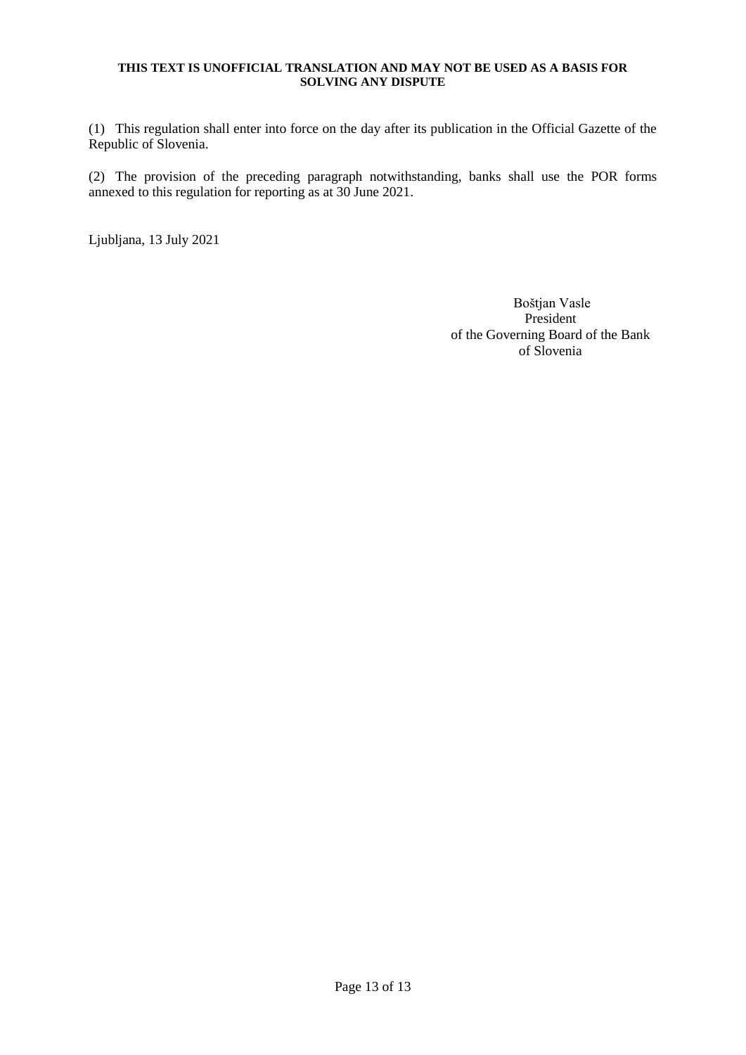**THIS TEXT IS UNOFFICIAL TRANSLATION AND MAY NOT BE USED AS A BASIS FOR SOLVING ANY DISPUTE**

(1) This regulation shall enter into force on the day after its publication in the Official Gazette of the Republic of Slovenia.

(2) The provision of the preceding paragraph notwithstanding, banks shall use the POR forms annexed to this regulation for reporting as at 30 June 2021.

Ljubljana, 13 July 2021

Boštjan Vasle
President
of the Governing Board of the Bank
of Slovenia